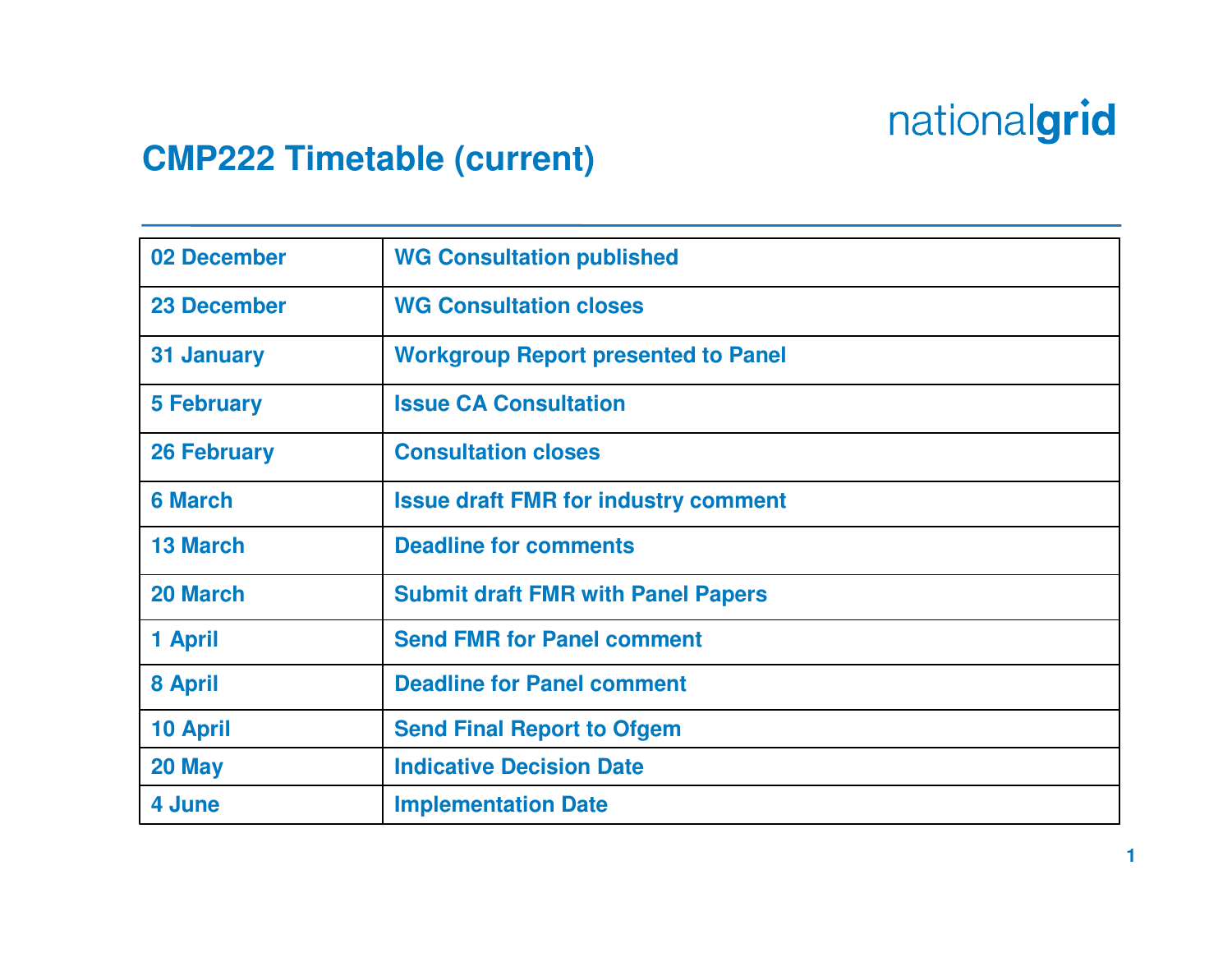nationalgrid

# CMP222 Timetable (current)

| | |
|---|---|
| 02 December | WG Consultation published |
| 23 December | WG Consultation closes |
| 31 January | Workgroup Report presented to Panel |
| 5 February | Issue CA Consultation |
| 26 February | Consultation closes |
| 6 March | Issue draft FMR for industry comment |
| 13 March | Deadline for comments |
| 20 March | Submit draft FMR with Panel Papers |
| 1 April | Send FMR for Panel comment |
| 8 April | Deadline for Panel comment |
| 10 April | Send Final Report to Ofgem |
| 20 May | Indicative Decision Date |
| 4 June | Implementation Date |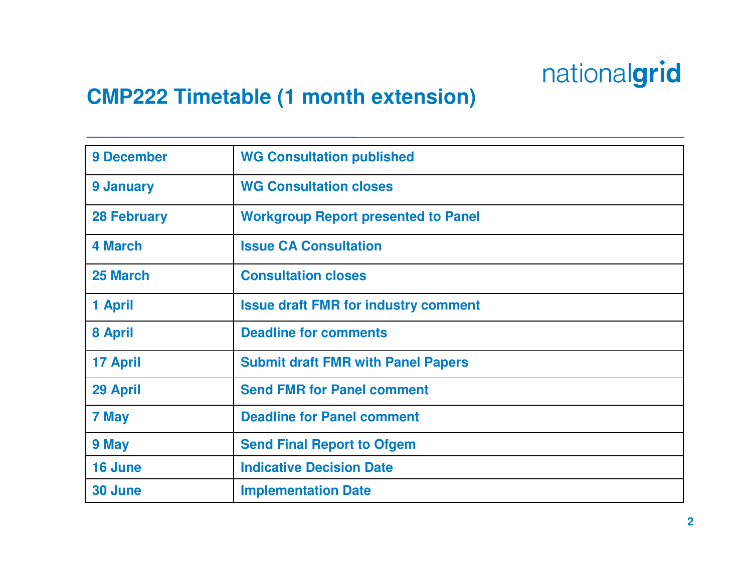## CMP222 Timetable (1 month extension)

| | |
|---|---|
| 9 December | WG Consultation published |
| 9 January | WG Consultation closes |
| 28 February | Workgroup Report presented to Panel |
| 4 March | Issue CA Consultation |
| 25 March | Consultation closes |
| 1 April | Issue draft FMR for industry comment |
| 8 April | Deadline for comments |
| 17 April | Submit draft FMR with Panel Papers |
| 29 April | Send FMR for Panel comment |
| 7 May | Deadline for Panel comment |
| 9 May | Send Final Report to Ofgem |
| 16 June | Indicative Decision Date |
| 30 June | Implementation Date |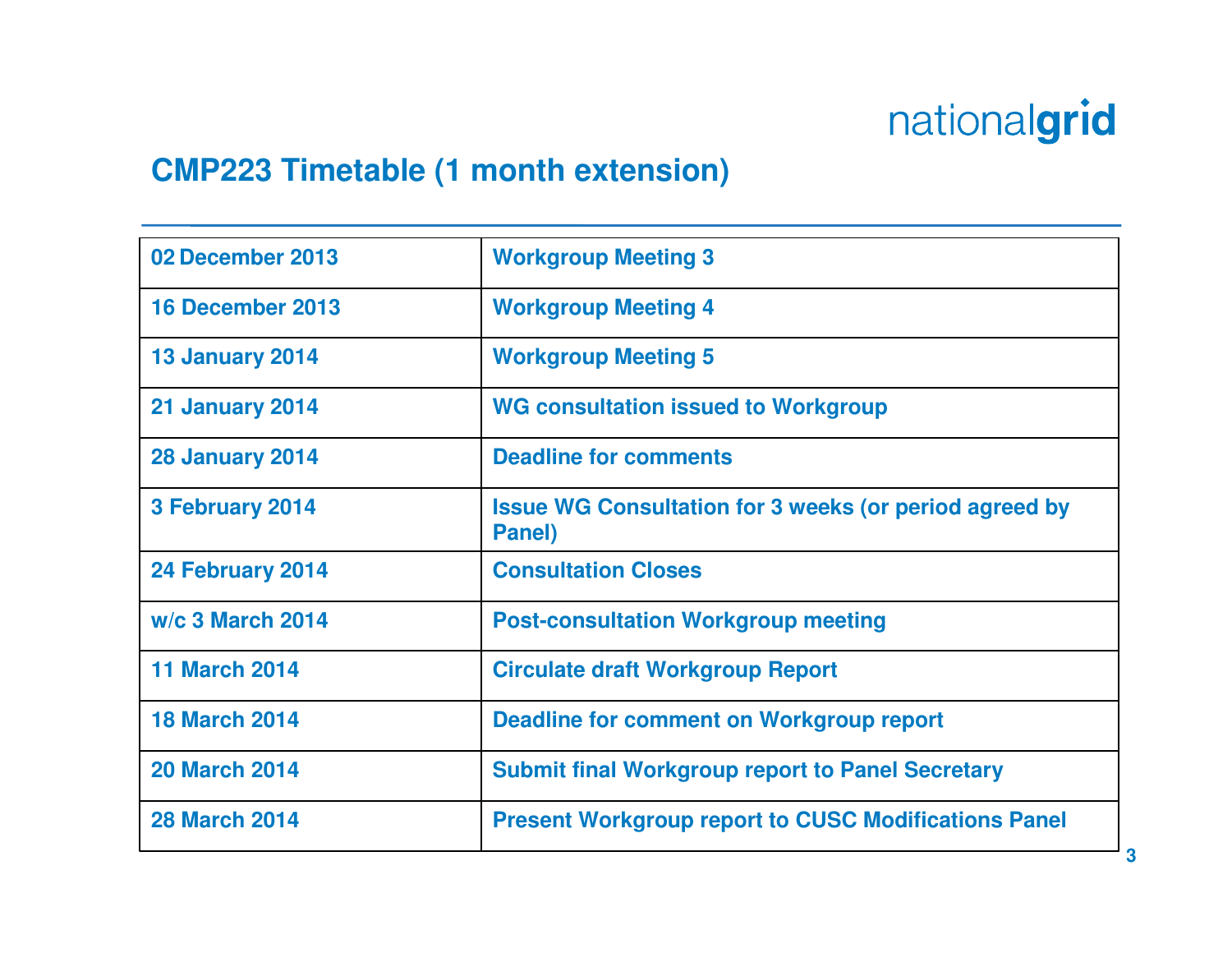nationalgrid

## CMP223 Timetable (1 month extension)

| | |
|---|---|
| 02 December 2013 | Workgroup Meeting 3 |
| 16 December 2013 | Workgroup Meeting 4 |
| 13 January 2014 | Workgroup Meeting 5 |
| 21 January 2014 | WG consultation issued to Workgroup |
| 28 January 2014 | Deadline for comments |
| 3 February 2014 | Issue WG Consultation for 3 weeks (or period agreed by Panel) |
| 24 February 2014 | Consultation Closes |
| w/c 3 March 2014 | Post-consultation Workgroup meeting |
| 11 March 2014 | Circulate draft Workgroup Report |
| 18 March 2014 | Deadline for comment on Workgroup report |
| 20 March 2014 | Submit final Workgroup report to Panel Secretary |
| 28 March 2014 | Present Workgroup report to CUSC Modifications Panel |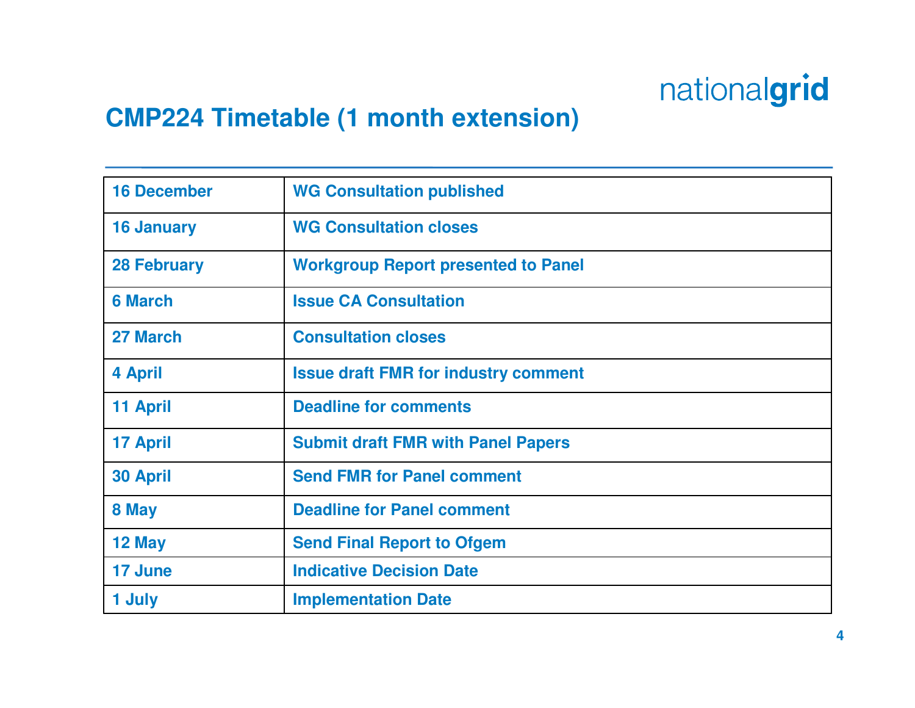nationalgrid

# CMP224 Timetable (1 month extension)

| | |
|---|---|
| **16 December** | **WG Consultation published** |
| **16 January** | **WG Consultation closes** |
| **28 February** | **Workgroup Report presented to Panel** |
| **6 March** | **Issue CA Consultation** |
| **27 March** | **Consultation closes** |
| **4 April** | **Issue draft FMR for industry comment** |
| **11 April** | **Deadline for comments** |
| **17 April** | **Submit draft FMR with Panel Papers** |
| **30 April** | **Send FMR for Panel comment** |
| **8 May** | **Deadline for Panel comment** |
| **12 May** | **Send Final Report to Ofgem** |
| **17 June** | **Indicative Decision Date** |
| **1 July** | **Implementation Date** |